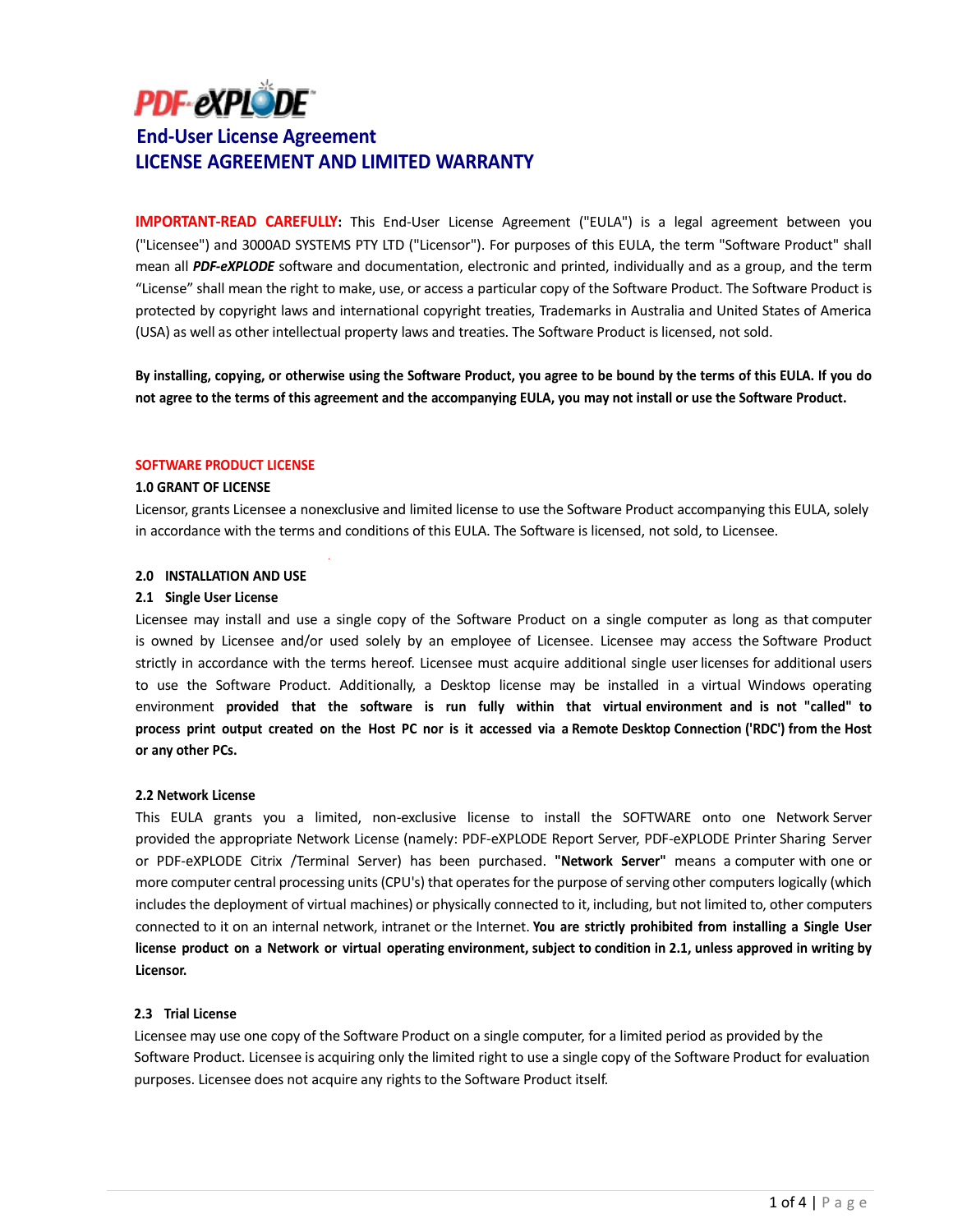# PDF-eXPLODE

## End-User License Agreement

## LICENSE AGREEMENT AND LIMITED WARRANTY

**IMPORTANT-READ CAREFULLY:** This End-User License Agreement ("EULA") is a legal agreement between you ("Licensee") and 3000AD SYSTEMS PTY LTD ("Licensor"). For purposes of this EULA, the term "Software Product" shall mean all ***PDF-eXPLODE*** software and documentation, electronic and printed, individually and as a group, and the term "License" shall mean the right to make, use, or access a particular copy of the Software Product. The Software Product is protected by copyright laws and international copyright treaties, Trademarks in Australia and United States of America (USA) as well as other intellectual property laws and treaties. The Software Product is licensed, not sold.

**By installing, copying, or otherwise using the Software Product, you agree to be bound by the terms of this EULA. If you do not agree to the terms of this agreement and the accompanying EULA, you may not install or use the Software Product.**

### SOFTWARE PRODUCT LICENSE

#### 1.0 GRANT OF LICENSE

Licensor, grants Licensee a nonexclusive and limited license to use the Software Product accompanying this EULA, solely in accordance with the terms and conditions of this EULA. The Software is licensed, not sold, to Licensee.

#### 2.0 INSTALLATION AND USE

#### 2.1 Single User License

Licensee may install and use a single copy of the Software Product on a single computer as long as that computer is owned by Licensee and/or used solely by an employee of Licensee. Licensee may access the Software Product strictly in accordance with the terms hereof. Licensee must acquire additional single user licenses for additional users to use the Software Product. Additionally, a Desktop license may be installed in a virtual Windows operating environment **provided that the software is run fully within that virtual environment and is not "called" to process print output created on the Host PC nor is it accessed via a Remote Desktop Connection ('RDC') from the Host or any other PCs.**

#### 2.2 Network License

This EULA grants you a limited, non-exclusive license to install the SOFTWARE onto one Network Server provided the appropriate Network License (namely: PDF-eXPLODE Report Server, PDF-eXPLODE Printer Sharing Server or PDF-eXPLODE Citrix /Terminal Server) has been purchased. **"Network Server"** means a computer with one or more computer central processing units (CPU's) that operates for the purpose of serving other computers logically (which includes the deployment of virtual machines) or physically connected to it, including, but not limited to, other computers connected to it on an internal network, intranet or the Internet. **You are strictly prohibited from installing a Single User license product on a Network or virtual operating environment, subject to condition in 2.1, unless approved in writing by Licensor.**

#### 2.3 Trial License

Licensee may use one copy of the Software Product on a single computer, for a limited period as provided by the Software Product. Licensee is acquiring only the limited right to use a single copy of the Software Product for evaluation purposes. Licensee does not acquire any rights to the Software Product itself.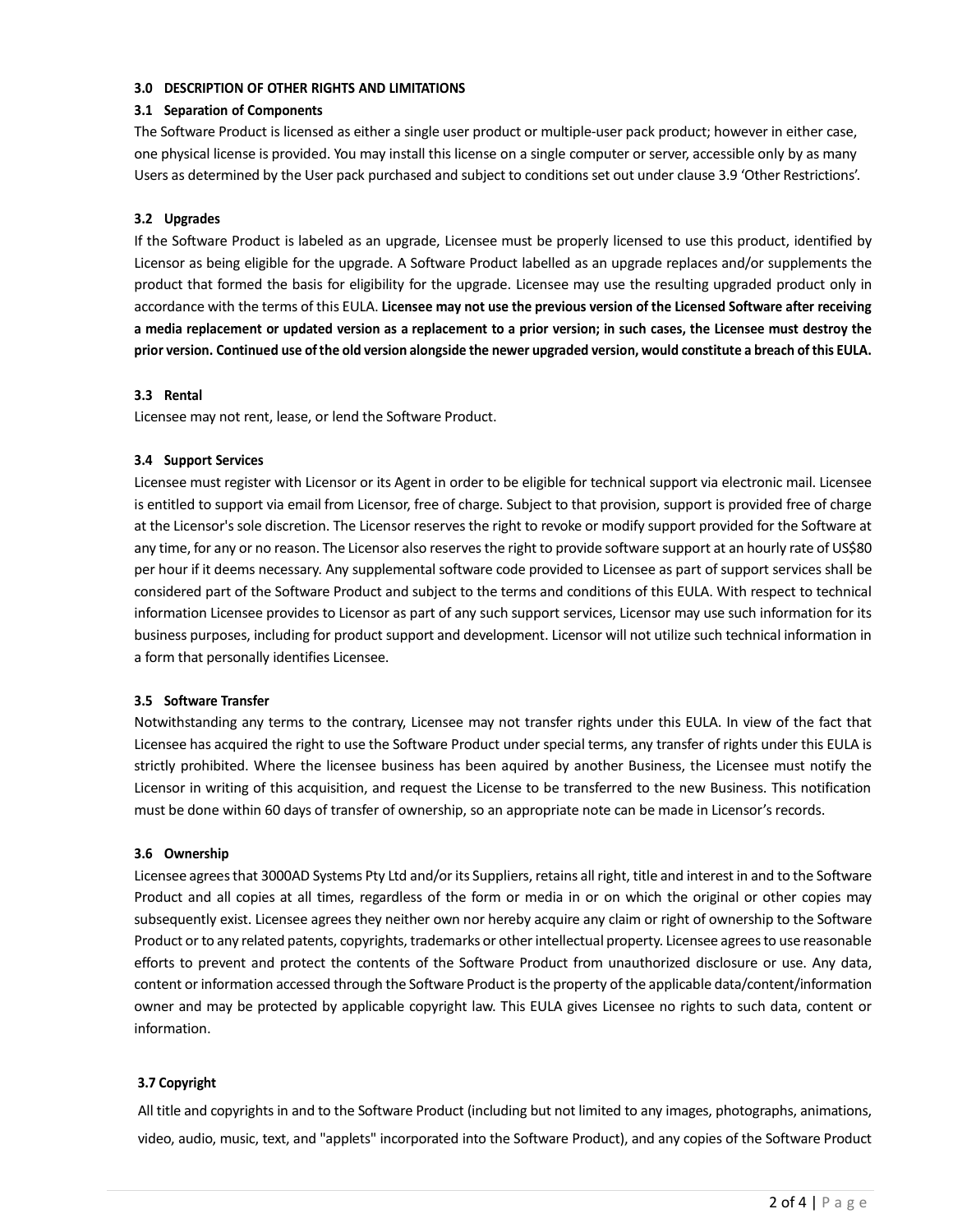### 3.0 DESCRIPTION OF OTHER RIGHTS AND LIMITATIONS

#### 3.1 Separation of Components

The Software Product is licensed as either a single user product or multiple-user pack product; however in either case, one physical license is provided. You may install this license on a single computer or server, accessible only by as many Users as determined by the User pack purchased and subject to conditions set out under clause 3.9 'Other Restrictions'.

#### 3.2 Upgrades

If the Software Product is labeled as an upgrade, Licensee must be properly licensed to use this product, identified by Licensor as being eligible for the upgrade. A Software Product labelled as an upgrade replaces and/or supplements the product that formed the basis for eligibility for the upgrade. Licensee may use the resulting upgraded product only in accordance with the terms of this EULA. **Licensee may not use the previous version of the Licensed Software after receiving a media replacement or updated version as a replacement to a prior version; in such cases, the Licensee must destroy the prior version. Continued use of the old version alongside the newer upgraded version, would constitute a breach of this EULA.**

#### 3.3 Rental

Licensee may not rent, lease, or lend the Software Product.

#### 3.4 Support Services

Licensee must register with Licensor or its Agent in order to be eligible for technical support via electronic mail. Licensee is entitled to support via email from Licensor, free of charge. Subject to that provision, support is provided free of charge at the Licensor's sole discretion. The Licensor reserves the right to revoke or modify support provided for the Software at any time, for any or no reason. The Licensor also reserves the right to provide software support at an hourly rate of US$80 per hour if it deems necessary. Any supplemental software code provided to Licensee as part of support services shall be considered part of the Software Product and subject to the terms and conditions of this EULA. With respect to technical information Licensee provides to Licensor as part of any such support services, Licensor may use such information for its business purposes, including for product support and development. Licensor will not utilize such technical information in a form that personally identifies Licensee.

#### 3.5 Software Transfer

Notwithstanding any terms to the contrary, Licensee may not transfer rights under this EULA. In view of the fact that Licensee has acquired the right to use the Software Product under special terms, any transfer of rights under this EULA is strictly prohibited. Where the licensee business has been aquired by another Business, the Licensee must notify the Licensor in writing of this acquisition, and request the License to be transferred to the new Business. This notification must be done within 60 days of transfer of ownership, so an appropriate note can be made in Licensor's records.

#### 3.6 Ownership

Licensee agrees that 3000AD Systems Pty Ltd and/or its Suppliers, retains all right, title and interest in and to the Software Product and all copies at all times, regardless of the form or media in or on which the original or other copies may subsequently exist. Licensee agrees they neither own nor hereby acquire any claim or right of ownership to the Software Product or to any related patents, copyrights, trademarks or other intellectual property. Licensee agrees to use reasonable efforts to prevent and protect the contents of the Software Product from unauthorized disclosure or use. Any data, content or information accessed through the Software Product is the property of the applicable data/content/information owner and may be protected by applicable copyright law. This EULA gives Licensee no rights to such data, content or information.

#### 3.7 Copyright

All title and copyrights in and to the Software Product (including but not limited to any images, photographs, animations, video, audio, music, text, and "applets" incorporated into the Software Product), and any copies of the Software Product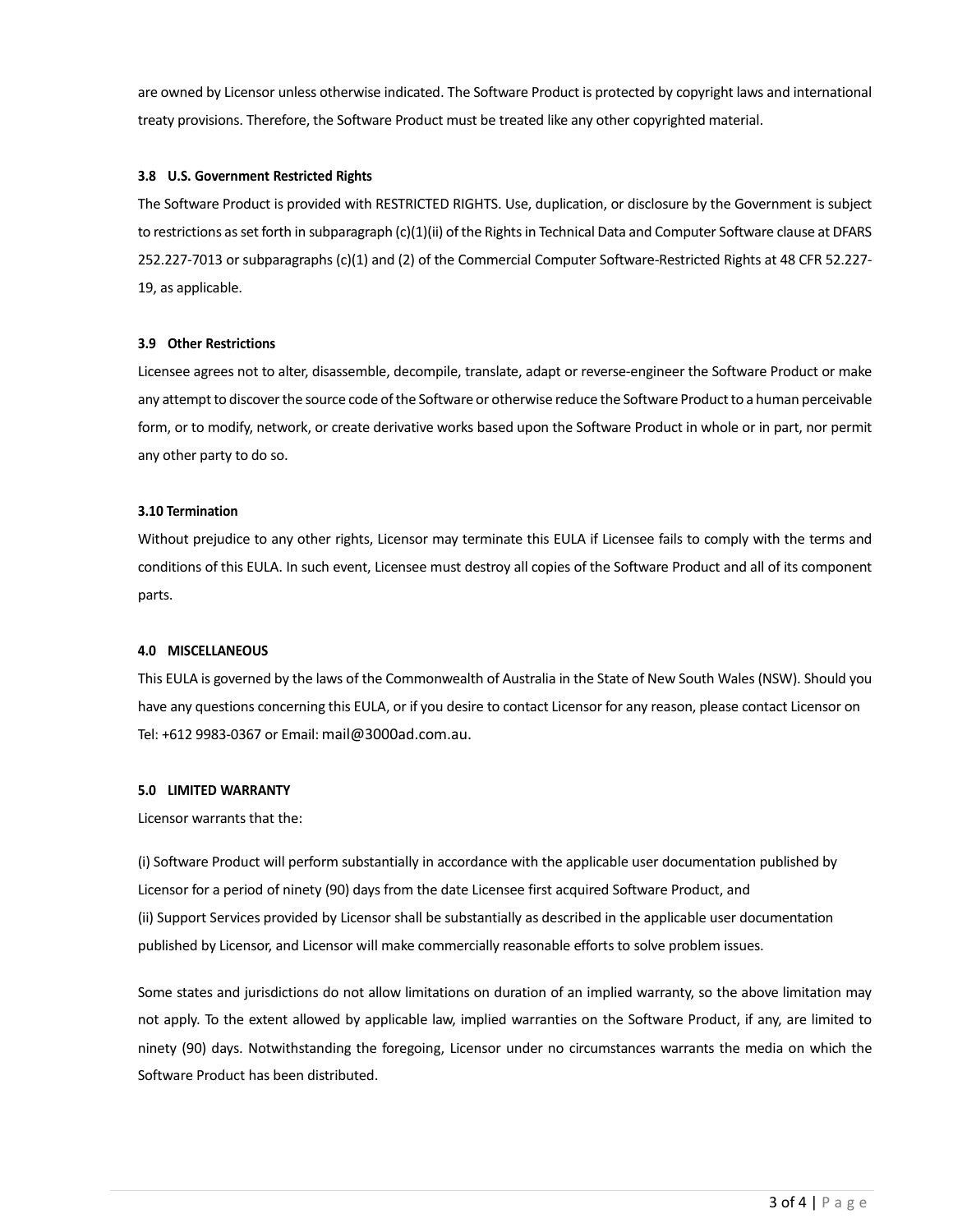are owned by Licensor unless otherwise indicated. The Software Product is protected by copyright laws and international treaty provisions. Therefore, the Software Product must be treated like any other copyrighted material.

#### 3.8 U.S. Government Restricted Rights

The Software Product is provided with RESTRICTED RIGHTS. Use, duplication, or disclosure by the Government is subject to restrictions as set forth in subparagraph (c)(1)(ii) of the Rights in Technical Data and Computer Software clause at DFARS 252.227-7013 or subparagraphs (c)(1) and (2) of the Commercial Computer Software-Restricted Rights at 48 CFR 52.227-19, as applicable.

#### 3.9 Other Restrictions

Licensee agrees not to alter, disassemble, decompile, translate, adapt or reverse-engineer the Software Product or make any attempt to discover the source code of the Software or otherwise reduce the Software Product to a human perceivable form, or to modify, network, or create derivative works based upon the Software Product in whole or in part, nor permit any other party to do so.

#### 3.10 Termination

Without prejudice to any other rights, Licensor may terminate this EULA if Licensee fails to comply with the terms and conditions of this EULA. In such event, Licensee must destroy all copies of the Software Product and all of its component parts.

### 4.0 MISCELLANEOUS

This EULA is governed by the laws of the Commonwealth of Australia in the State of New South Wales (NSW). Should you have any questions concerning this EULA, or if you desire to contact Licensor for any reason, please contact Licensor on Tel: +612 9983-0367 or Email: mail@3000ad.com.au.

### 5.0 LIMITED WARRANTY

Licensor warrants that the:

(i) Software Product will perform substantially in accordance with the applicable user documentation published by Licensor for a period of ninety (90) days from the date Licensee first acquired Software Product, and
(ii) Support Services provided by Licensor shall be substantially as described in the applicable user documentation published by Licensor, and Licensor will make commercially reasonable efforts to solve problem issues.

Some states and jurisdictions do not allow limitations on duration of an implied warranty, so the above limitation may not apply. To the extent allowed by applicable law, implied warranties on the Software Product, if any, are limited to ninety (90) days. Notwithstanding the foregoing, Licensor under no circumstances warrants the media on which the Software Product has been distributed.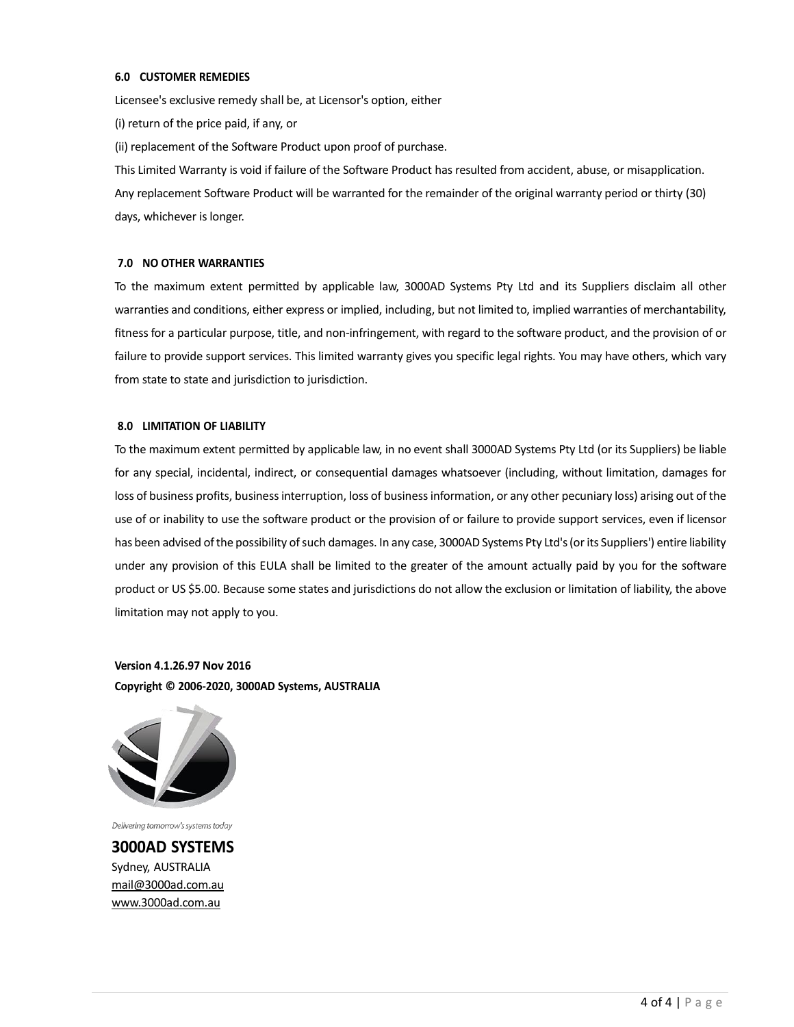### 6.0 CUSTOMER REMEDIES

Licensee's exclusive remedy shall be, at Licensor's option, either

(i) return of the price paid, if any, or

(ii) replacement of the Software Product upon proof of purchase.

This Limited Warranty is void if failure of the Software Product has resulted from accident, abuse, or misapplication. Any replacement Software Product will be warranted for the remainder of the original warranty period or thirty (30) days, whichever is longer.

### 7.0 NO OTHER WARRANTIES

To the maximum extent permitted by applicable law, 3000AD Systems Pty Ltd and its Suppliers disclaim all other warranties and conditions, either express or implied, including, but not limited to, implied warranties of merchantability, fitness for a particular purpose, title, and non-infringement, with regard to the software product, and the provision of or failure to provide support services. This limited warranty gives you specific legal rights. You may have others, which vary from state to state and jurisdiction to jurisdiction.

### 8.0 LIMITATION OF LIABILITY

To the maximum extent permitted by applicable law, in no event shall 3000AD Systems Pty Ltd (or its Suppliers) be liable for any special, incidental, indirect, or consequential damages whatsoever (including, without limitation, damages for loss of business profits, business interruption, loss of business information, or any other pecuniary loss) arising out of the use of or inability to use the software product or the provision of or failure to provide support services, even if licensor has been advised of the possibility of such damages. In any case, 3000AD Systems Pty Ltd's (or its Suppliers') entire liability under any provision of this EULA shall be limited to the greater of the amount actually paid by you for the software product or US $5.00. Because some states and jurisdictions do not allow the exclusion or limitation of liability, the above limitation may not apply to you.

**Version 4.1.26.97 Nov 2016**
**Copyright © 2006-2020, 3000AD Systems, AUSTRALIA**

*Delivering tomorrow's systems today*

**3000AD SYSTEMS**
Sydney, AUSTRALIA
mail@3000ad.com.au
www.3000ad.com.au